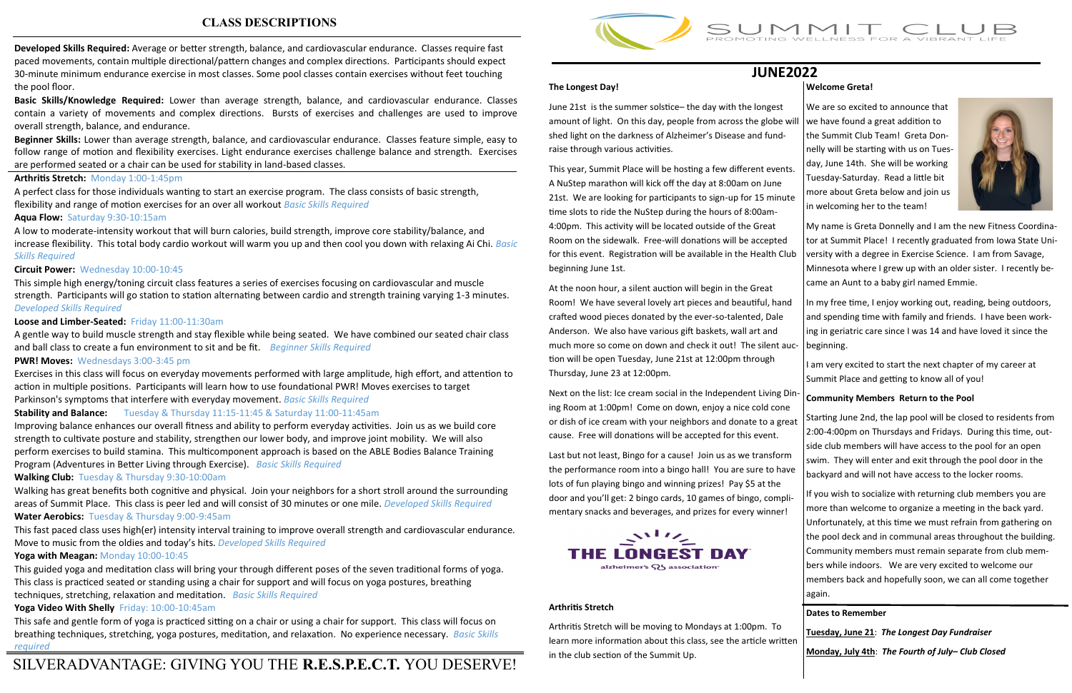## CLASS DESCRIPTIONS

**Developed Skills Required:** Average or better strength, balance, and cardiovascular endurance. Classes require fast paced movements, contain multiple directional/pattern changes and complex directions. Participants should expect 30-minute minimum endurance exercise in most classes. Some pool classes contain exercises without feet touching the pool floor.

**Basic Skills/Knowledge Required:** Lower than average strength, balance, and cardiovascular endurance. Classes contain a variety of movements and complex directions. Bursts of exercises and challenges are used to improve overall strength, balance, and endurance.

**Beginner Skills:** Lower than average strength, balance, and cardiovascular endurance. Classes feature simple, easy to follow range of motion and flexibility exercises. Light endurance exercises challenge balance and strength. Exercises are performed seated or a chair can be used for stability in land-based classes.

**Arthritis Stretch:** Monday 1:00-1:45pm

A perfect class for those individuals wanting to start an exercise program. The class consists of basic strength, flexibility and range of motion exercises for an over all workout *Basic Skills Required*

**Aqua Flow:** Saturday 9:30-10:15am

A low to moderate-intensity workout that will burn calories, build strength, improve core stability/balance, and increase flexibility. This total body cardio workout will warm you up and then cool you down with relaxing Ai Chi. *Basic Skills Required*

**Circuit Power:** Wednesday 10:00-10:45

This simple high energy/toning circuit class features a series of exercises focusing on cardiovascular and muscle strength. Participants will go station to station alternating between cardio and strength training varying 1-3 minutes. *Developed Skills Required*

**Loose and Limber-Seated:** Friday 11:00-11:30am

A gentle way to build muscle strength and stay flexible while being seated. We have combined our seated chair class and ball class to create a fun environment to sit and be fit. *Beginner Skills Required*

**PWR! Moves:** Wednesdays 3:00-3:45 pm

Exercises in this class will focus on everyday movements performed with large amplitude, high effort, and attention to action in multiple positions. Participants will learn how to use foundational PWR! Moves exercises to target Parkinson's symptoms that interfere with everyday movement. *Basic Skills Required*

**Stability and Balance:** Tuesday & Thursday 11:15-11:45 & Saturday 11:00-11:45am

Improving balance enhances our overall fitness and ability to perform everyday activities. Join us as we build core strength to cultivate posture and stability, strengthen our lower body, and improve joint mobility. We will also perform exercises to build stamina. This multicomponent approach is based on the ABLE Bodies Balance Training Program (Adventures in Better Living through Exercise). *Basic Skills Required*

**Walking Club:** Tuesday & Thursday 9:30-10:00am

Walking has great benefits both cognitive and physical. Join your neighbors for a short stroll around the surrounding areas of Summit Place. This class is peer led and will consist of 30 minutes or one mile. *Developed Skills Required*

**Water Aerobics:** Tuesday & Thursday 9:00-9:45am

This fast paced class uses high(er) intensity interval training to improve overall strength and cardiovascular endurance. Move to music from the oldies and today's hits. *Developed Skills Required*

**Yoga with Meagan:** Monday 10:00-10:45

This guided yoga and meditation class will bring your through different poses of the seven traditional forms of yoga. This class is practiced seated or standing using a chair for support and will focus on yoga postures, breathing techniques, stretching, relaxation and meditation. *Basic Skills Required*

**Yoga Video With Shelly** Friday: 10:00-10:45am

This safe and gentle form of yoga is practiced sitting on a chair or using a chair for support. This class will focus on breathing techniques, stretching, yoga postures, meditation, and relaxation. No experience necessary. *Basic Skills required*

SILVERADVANTAGE: GIVING YOU THE **R.E.S.P.E.C.T.** YOU DESERVE!

# SUMMIT CLUB

PROMOTING WELLNESS FOR A VIBRANT LIFE

## JUNE2022

### The Longest Day!

June 21st is the summer solstice– the day with the longest amount of light. On this day, people from across the globe will shed light on the darkness of Alzheimer's Disease and fund-raise through various activities.

This year, Summit Place will be hosting a few different events. A NuStep marathon will kick off the day at 8:00am on June 21st. We are looking for participants to sign-up for 15 minute time slots to ride the NuStep during the hours of 8:00am-4:00pm. This activity will be located outside of the Great Room on the sidewalk. Free-will donations will be accepted for this event. Registration will be available in the Health Club beginning June 1st.

At the noon hour, a silent auction will begin in the Great Room! We have several lovely art pieces and beautiful, hand crafted wood pieces donated by the ever-so-talented, Dale Anderson. We also have various gift baskets, wall art and much more so come on down and check it out! The silent auction will be open Tuesday, June 21st at 12:00pm through Thursday, June 23 at 12:00pm.

Next on the list: Ice cream social in the Independent Living Dining Room at 1:00pm! Come on down, enjoy a nice cold cone or dish of ice cream with your neighbors and donate to a great cause. Free will donations will be accepted for this event.

Last but not least, Bingo for a cause! Join us as we transform the performance room into a bingo hall! You are sure to have lots of fun playing bingo and winning prizes! Pay $5 at the door and you'll get: 2 bingo cards, 10 games of bingo, complimentary snacks and beverages, and prizes for every winner!

THE LONGEST DAY
alzheimer's association

### Arthritis Stretch

Arthritis Stretch will be moving to Mondays at 1:00pm. To learn more information about this class, see the article written in the club section of the Summit Up.

### Welcome Greta!

We are so excited to announce that we have found a great addition to the Summit Club Team! Greta Donnelly will be starting with us on Tuesday, June 14th. She will be working Tuesday-Saturday. Read a little bit more about Greta below and join us in welcoming her to the team!

My name is Greta Donnelly and I am the new Fitness Coordinator at Summit Place! I recently graduated from Iowa State University with a degree in Exercise Science. I am from Savage, Minnesota where I grew up with an older sister. I recently became an Aunt to a baby girl named Emmie.

In my free time, I enjoy working out, reading, being outdoors, and spending time with family and friends. I have been working in geriatric care since I was 14 and have loved it since the beginning.

I am very excited to start the next chapter of my career at Summit Place and getting to know all of you!

### Community Members Return to the Pool

Starting June 2nd, the lap pool will be closed to residents from 2:00-4:00pm on Thursdays and Fridays. During this time, outside club members will have access to the pool for an open swim. They will enter and exit through the pool door in the backyard and will not have access to the locker rooms.

If you wish to socialize with returning club members you are more than welcome to organize a meeting in the back yard. Unfortunately, at this time we must refrain from gathering on the pool deck and in communal areas throughout the building. Community members must remain separate from club members while indoors. We are very excited to welcome our members back and hopefully soon, we can all come together again.

### Dates to Remember

**Tuesday, June 21**: ***The Longest Day Fundraiser***

**Monday, July 4th**: ***The Fourth of July– Club Closed***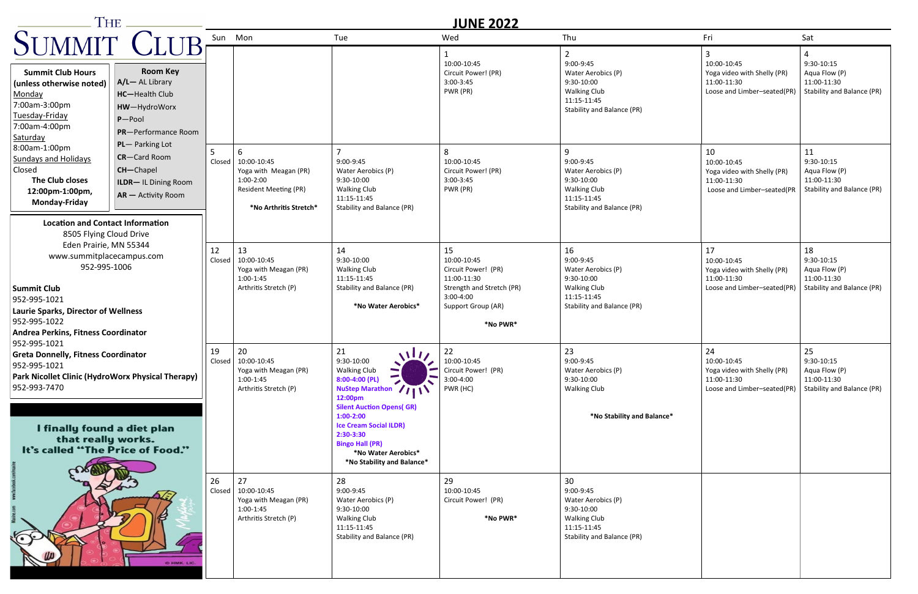# THE SUMMIT CLUB

| Summit Club Hours (unless otherwise noted) | Room Key |
|---|---|
| Monday<br>7:00am-3:00pm<br>Tuesday-Friday<br>7:00am-4:00pm<br>Saturday<br>8:00am-1:00pm<br>Sundays and Holidays<br>Closed<br>**The Club closes 12:00pm-1:00pm, Monday-Friday** | **A/L**—AL Library<br>**HC**—Health Club<br>**HW**—HydroWorx<br>**P**—Pool<br>**PR**—Performance Room<br>**PL**— Parking Lot<br>**CR**—Card Room<br>**CH**—Chapel<br>**ILDR**— IL Dining Room<br>**AR** — Activity Room |

**Location and Contact Information**

8505 Flying Cloud Drive
Eden Prairie, MN 55344
www.summitplacecampus.com
952-995-1006

**Summit Club**
952-995-1021

**Laurie Sparks, Director of Wellness**
952-995-1022

**Andrea Perkins, Fitness Coordinator**
952-995-1021

**Greta Donnelly, Fitness Coordinator**
952-995-1021

**Park Nicollet Clinic (HydroWorx Physical Therapy)**
952-993-7470

I finally found a diet plan that really works. It's called "The Price of Food."

## JUNE 2022

| Sun | Mon | Tue | Wed | Thu | Fri | Sat |
|---|---|---|---|---|---|---|
| | | | 1<br>10:00-10:45<br>Circuit Power! (PR)<br>3:00-3:45<br>PWR (PR) | 2<br>9:00-9:45<br>Water Aerobics (P)<br>9:30-10:00<br>Walking Club<br>11:15-11:45<br>Stability and Balance (PR) | 3<br>10:00-10:45<br>Yoga video with Shelly (PR)<br>11:00-11:30<br>Loose and Limber–seated(PR) | 4<br>9:30-10:15<br>Aqua Flow (P)<br>11:00-11:30<br>Stability and Balance (PR) |
| 5<br>Closed | 6<br>10:00-10:45<br>Yoga with Meagan (PR)<br>1:00-2:00<br>Resident Meeting (PR)<br>**\*No Arthritis Stretch\*** | 7<br>9:00-9:45<br>Water Aerobics (P)<br>9:30-10:00<br>Walking Club<br>11:15-11:45<br>Stability and Balance (PR) | 8<br>10:00-10:45<br>Circuit Power! (PR)<br>3:00-3:45<br>PWR (PR) | 9<br>9:00-9:45<br>Water Aerobics (P)<br>9:30-10:00<br>Walking Club<br>11:15-11:45<br>Stability and Balance (PR) | 10<br>10:00-10:45<br>Yoga video with Shelly (PR)<br>11:00-11:30<br>Loose and Limber–seated(PR | 11<br>9:30-10:15<br>Aqua Flow (P)<br>11:00-11:30<br>Stability and Balance (PR) |
| 12<br>Closed | 13<br>10:00-10:45<br>Yoga with Meagan (PR)<br>1:00-1:45<br>Arthritis Stretch (P) | 14<br>9:30-10:00<br>Walking Club<br>11:15-11:45<br>Stability and Balance (PR)<br>**\*No Water Aerobics\*** | 15<br>10:00-10:45<br>Circuit Power! (PR)<br>11:00-11:30<br>Strength and Stretch (PR)<br>3:00-4:00<br>Support Group (AR)<br>**\*No PWR\*** | 16<br>9:00-9:45<br>Water Aerobics (P)<br>9:30-10:00<br>Walking Club<br>11:15-11:45<br>Stability and Balance (PR) | 17<br>10:00-10:45<br>Yoga video with Shelly (PR)<br>11:00-11:30<br>Loose and Limber–seated(PR) | 18<br>9:30-10:15<br>Aqua Flow (P)<br>11:00-11:30<br>Stability and Balance (PR) |
| 19<br>Closed | 20<br>10:00-10:45<br>Yoga with Meagan (PR)<br>1:00-1:45<br>Arthritis Stretch (P) | 21<br>9:30-10:00<br>Walking Club<br>**8:00-4:00 (PL)**<br>**NuStep Marathon**<br>**12:00pm**<br>**Silent Auction Opens( GR)**<br>**1:00-2:00**<br>**Ice Cream Social ILDR)**<br>**2:30-3:30**<br>**Bingo Hall (PR)**<br>**\*No Water Aerobics\***<br>**\*No Stability and Balance\*** | 22<br>10:00-10:45<br>Circuit Power! (PR)<br>3:00-4:00<br>PWR (HC) | 23<br>9:00-9:45<br>Water Aerobics (P)<br>9:30-10:00<br>Walking Club<br>**\*No Stability and Balance\*** | 24<br>10:00-10:45<br>Yoga video with Shelly (PR)<br>11:00-11:30<br>Loose and Limber–seated(PR) | 25<br>9:30-10:15<br>Aqua Flow (P)<br>11:00-11:30<br>Stability and Balance (PR) |
| 26<br>Closed | 27<br>10:00-10:45<br>Yoga with Meagan (PR)<br>1:00-1:45<br>Arthritis Stretch (P) | 28<br>9:00-9:45<br>Water Aerobics (P)<br>9:30-10:00<br>Walking Club<br>11:15-11:45<br>Stability and Balance (PR) | 29<br>10:00-10:45<br>Circuit Power! (PR)<br>**\*No PWR\*** | 30<br>9:00-9:45<br>Water Aerobics (P)<br>9:30-10:00<br>Walking Club<br>11:15-11:45<br>Stability and Balance (PR) | | |